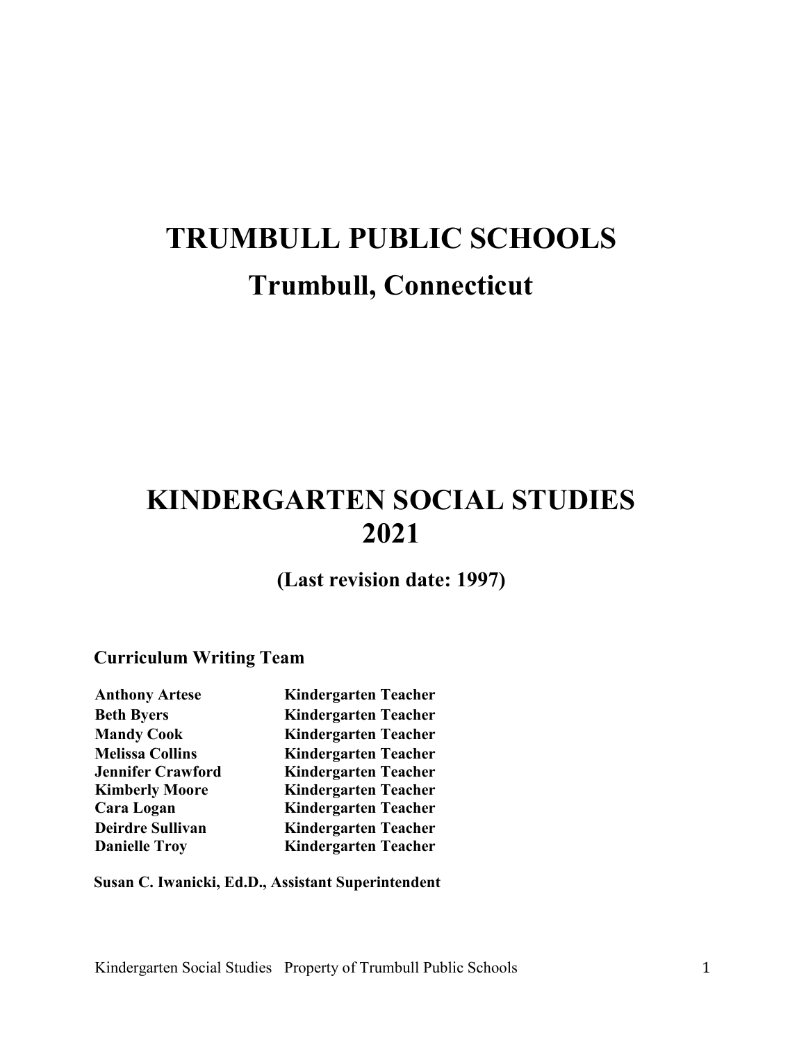# TRUMBULL PUBLIC SCHOOLS

## Trumbull, Connecticut

# KINDERGARTEN SOCIAL STUDIES 2021

**(Last revision date: 1997)**

### Curriculum Writing Team

| | |
|---|---|
| **Anthony Artese** | **Kindergarten Teacher** |
| **Beth Byers** | **Kindergarten Teacher** |
| **Mandy Cook** | **Kindergarten Teacher** |
| **Melissa Collins** | **Kindergarten Teacher** |
| **Jennifer Crawford** | **Kindergarten Teacher** |
| **Kimberly Moore** | **Kindergarten Teacher** |
| **Cara Logan** | **Kindergarten Teacher** |
| **Deirdre Sullivan** | **Kindergarten Teacher** |
| **Danielle Troy** | **Kindergarten Teacher** |

**Susan C. Iwanicki, Ed.D., Assistant Superintendent**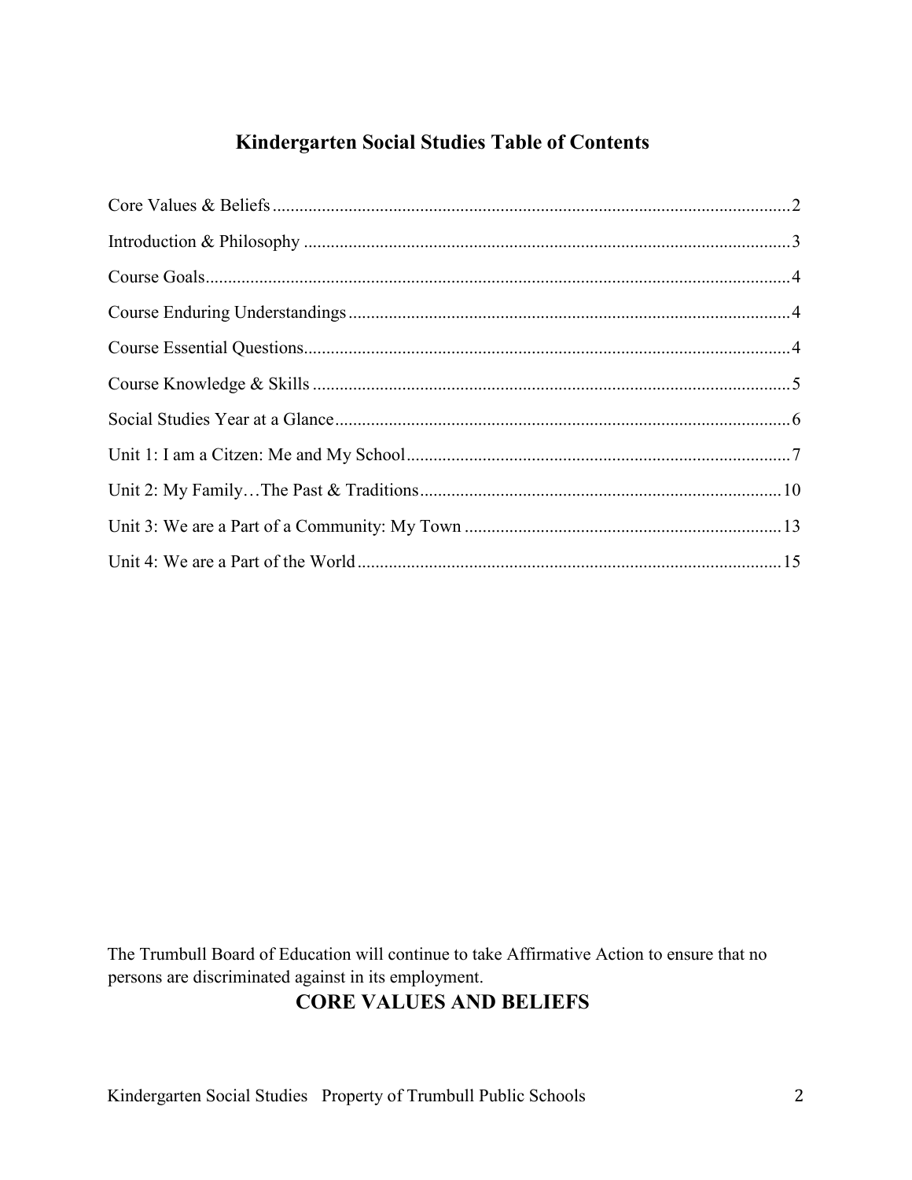## Kindergarten Social Studies Table of Contents

Core Values & Beliefs .................................................... 2

Introduction & Philosophy .................................................... 3

Course Goals .................................................... 4

Course Enduring Understandings .................................................... 4

Course Essential Questions .................................................... 4

Course Knowledge & Skills .................................................... 5

Social Studies Year at a Glance .................................................... 6

Unit 1: I am a Citzen: Me and My School .................................................... 7

Unit 2: My Family…The Past & Traditions .................................................... 10

Unit 3: We are a Part of a Community: My Town .................................................... 13

Unit 4: We are a Part of the World .................................................... 15

The Trumbull Board of Education will continue to take Affirmative Action to ensure that no persons are discriminated against in its employment.

## CORE VALUES AND BELIEFS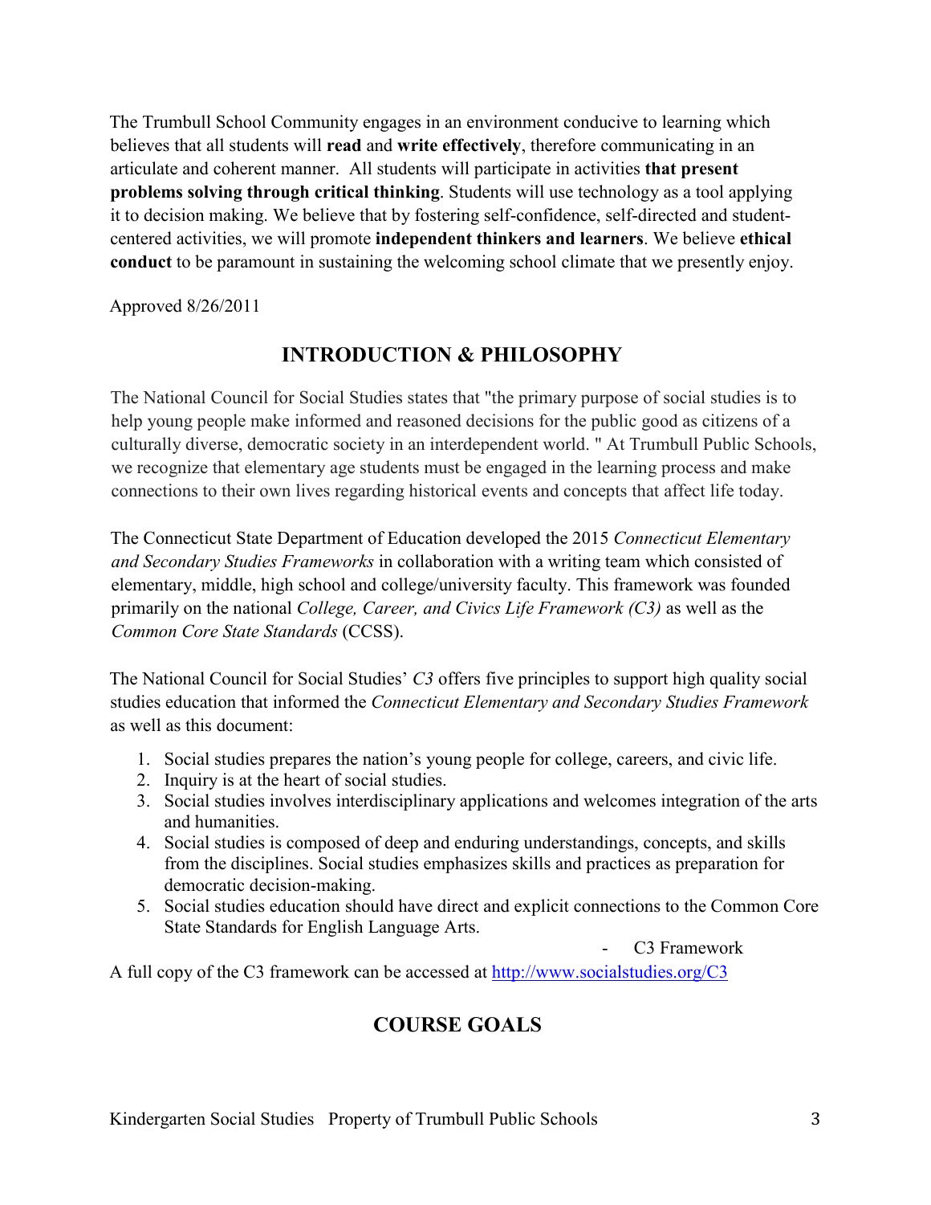The Trumbull School Community engages in an environment conducive to learning which believes that all students will **read** and **write effectively**, therefore communicating in an articulate and coherent manner. All students will participate in activities **that present problems solving through critical thinking**. Students will use technology as a tool applying it to decision making. We believe that by fostering self-confidence, self-directed and student-centered activities, we will promote **independent thinkers and learners**. We believe **ethical conduct** to be paramount in sustaining the welcoming school climate that we presently enjoy.

Approved 8/26/2011

## INTRODUCTION & PHILOSOPHY

The National Council for Social Studies states that "the primary purpose of social studies is to help young people make informed and reasoned decisions for the public good as citizens of a culturally diverse, democratic society in an interdependent world. " At Trumbull Public Schools, we recognize that elementary age students must be engaged in the learning process and make connections to their own lives regarding historical events and concepts that affect life today.

The Connecticut State Department of Education developed the 2015 *Connecticut Elementary and Secondary Studies Frameworks* in collaboration with a writing team which consisted of elementary, middle, high school and college/university faculty. This framework was founded primarily on the national *College, Career, and Civics Life Framework (C3)* as well as the *Common Core State Standards* (CCSS).

The National Council for Social Studies' *C3* offers five principles to support high quality social studies education that informed the *Connecticut Elementary and Secondary Studies Framework* as well as this document:

1. Social studies prepares the nation's young people for college, careers, and civic life.
2. Inquiry is at the heart of social studies.
3. Social studies involves interdisciplinary applications and welcomes integration of the arts and humanities.
4. Social studies is composed of deep and enduring understandings, concepts, and skills from the disciplines. Social studies emphasizes skills and practices as preparation for democratic decision-making.
5. Social studies education should have direct and explicit connections to the Common Core State Standards for English Language Arts.

- C3 Framework

A full copy of the C3 framework can be accessed at [http://www.socialstudies.org/C3](http://www.socialstudies.org/C3)

## COURSE GOALS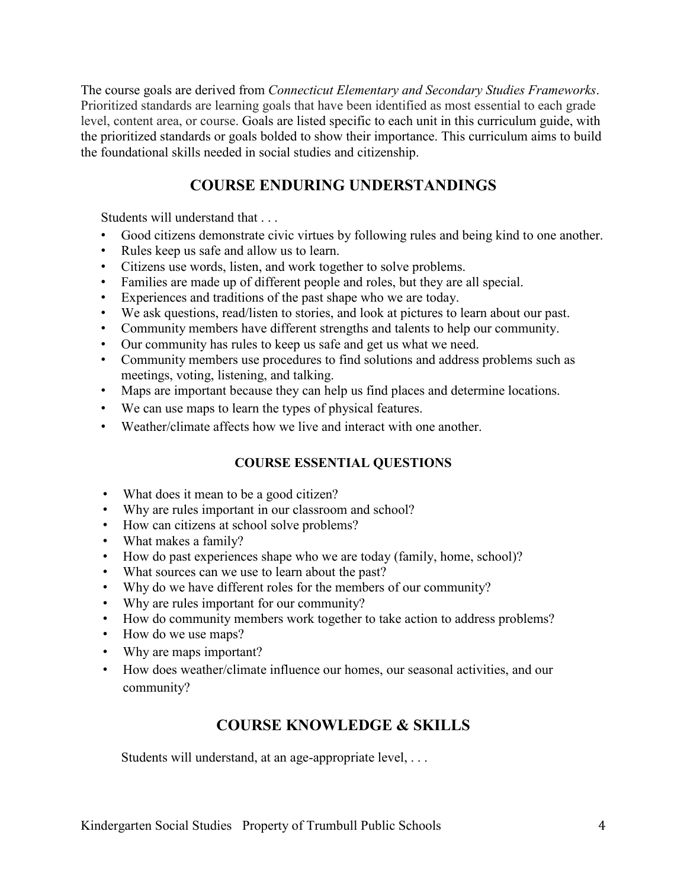The course goals are derived from *Connecticut Elementary and Secondary Studies Frameworks*. Prioritized standards are learning goals that have been identified as most essential to each grade level, content area, or course. Goals are listed specific to each unit in this curriculum guide, with the prioritized standards or goals bolded to show their importance. This curriculum aims to build the foundational skills needed in social studies and citizenship.

## COURSE ENDURING UNDERSTANDINGS

Students will understand that . . .

- Good citizens demonstrate civic virtues by following rules and being kind to one another.
- Rules keep us safe and allow us to learn.
- Citizens use words, listen, and work together to solve problems.
- Families are made up of different people and roles, but they are all special.
- Experiences and traditions of the past shape who we are today.
- We ask questions, read/listen to stories, and look at pictures to learn about our past.
- Community members have different strengths and talents to help our community.
- Our community has rules to keep us safe and get us what we need.
- Community members use procedures to find solutions and address problems such as meetings, voting, listening, and talking.
- Maps are important because they can help us find places and determine locations.
- We can use maps to learn the types of physical features.
- Weather/climate affects how we live and interact with one another.

### COURSE ESSENTIAL QUESTIONS

- What does it mean to be a good citizen?
- Why are rules important in our classroom and school?
- How can citizens at school solve problems?
- What makes a family?
- How do past experiences shape who we are today (family, home, school)?
- What sources can we use to learn about the past?
- Why do we have different roles for the members of our community?
- Why are rules important for our community?
- How do community members work together to take action to address problems?
- How do we use maps?
- Why are maps important?
- How does weather/climate influence our homes, our seasonal activities, and our community?

## COURSE KNOWLEDGE & SKILLS

Students will understand, at an age-appropriate level, . . .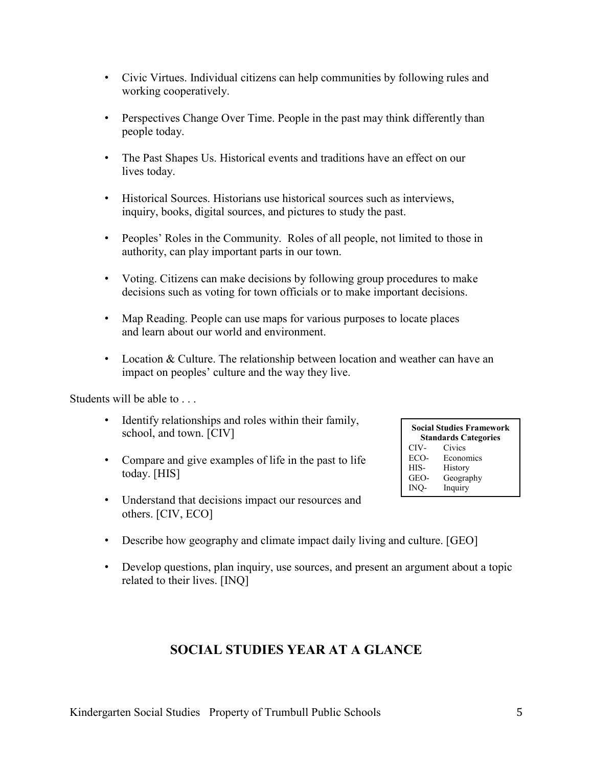- Civic Virtues. Individual citizens can help communities by following rules and working cooperatively.

- Perspectives Change Over Time. People in the past may think differently than people today.

- The Past Shapes Us. Historical events and traditions have an effect on our lives today.

- Historical Sources. Historians use historical sources such as interviews, inquiry, books, digital sources, and pictures to study the past.

- Peoples' Roles in the Community. Roles of all people, not limited to those in authority, can play important parts in our town.

- Voting. Citizens can make decisions by following group procedures to make decisions such as voting for town officials or to make important decisions.

- Map Reading. People can use maps for various purposes to locate places and learn about our world and environment.

- Location & Culture. The relationship between location and weather can have an impact on peoples' culture and the way they live.

Students will be able to . . .

- Identify relationships and roles within their family, school, and town. [CIV]

- Compare and give examples of life in the past to life today. [HIS]

- Understand that decisions impact our resources and others. [CIV, ECO]

- Describe how geography and climate impact daily living and culture. [GEO]

- Develop questions, plan inquiry, use sources, and present an argument about a topic related to their lives. [INQ]

| Social Studies Framework Standards Categories | |
|---|---|
| CIV- | Civics |
| ECO- | Economics |
| HIS- | History |
| GEO- | Geography |
| INQ- | Inquiry |

## SOCIAL STUDIES YEAR AT A GLANCE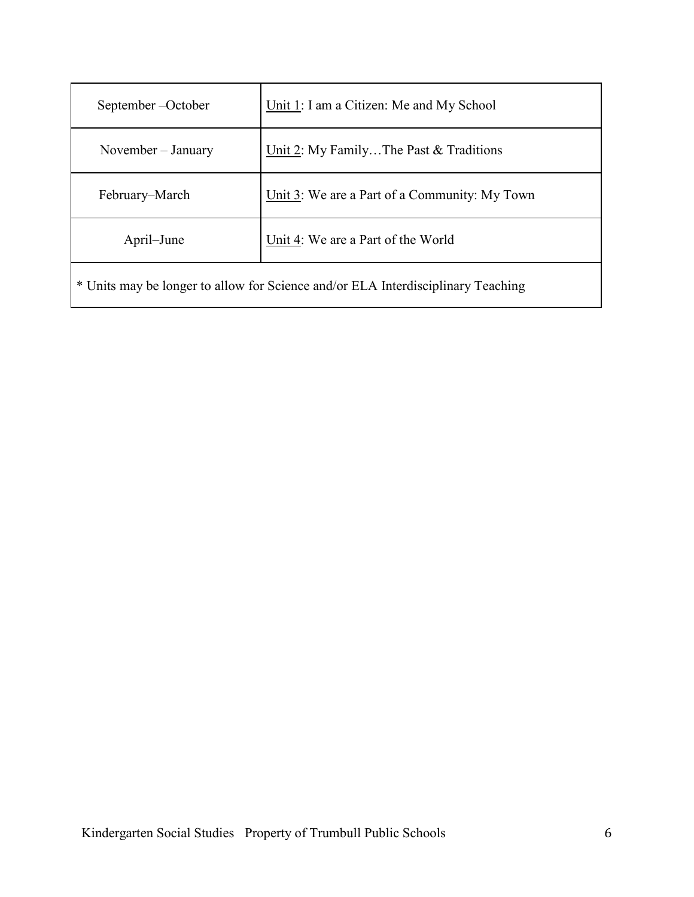| September –October | Unit 1: I am a Citizen: Me and My School |
|---|---|
| November – January | Unit 2: My Family…The Past & Traditions |
| February–March | Unit 3: We are a Part of a Community: My Town |
| April–June | Unit 4: We are a Part of the World |
| * Units may be longer to allow for Science and/or ELA Interdisciplinary Teaching | |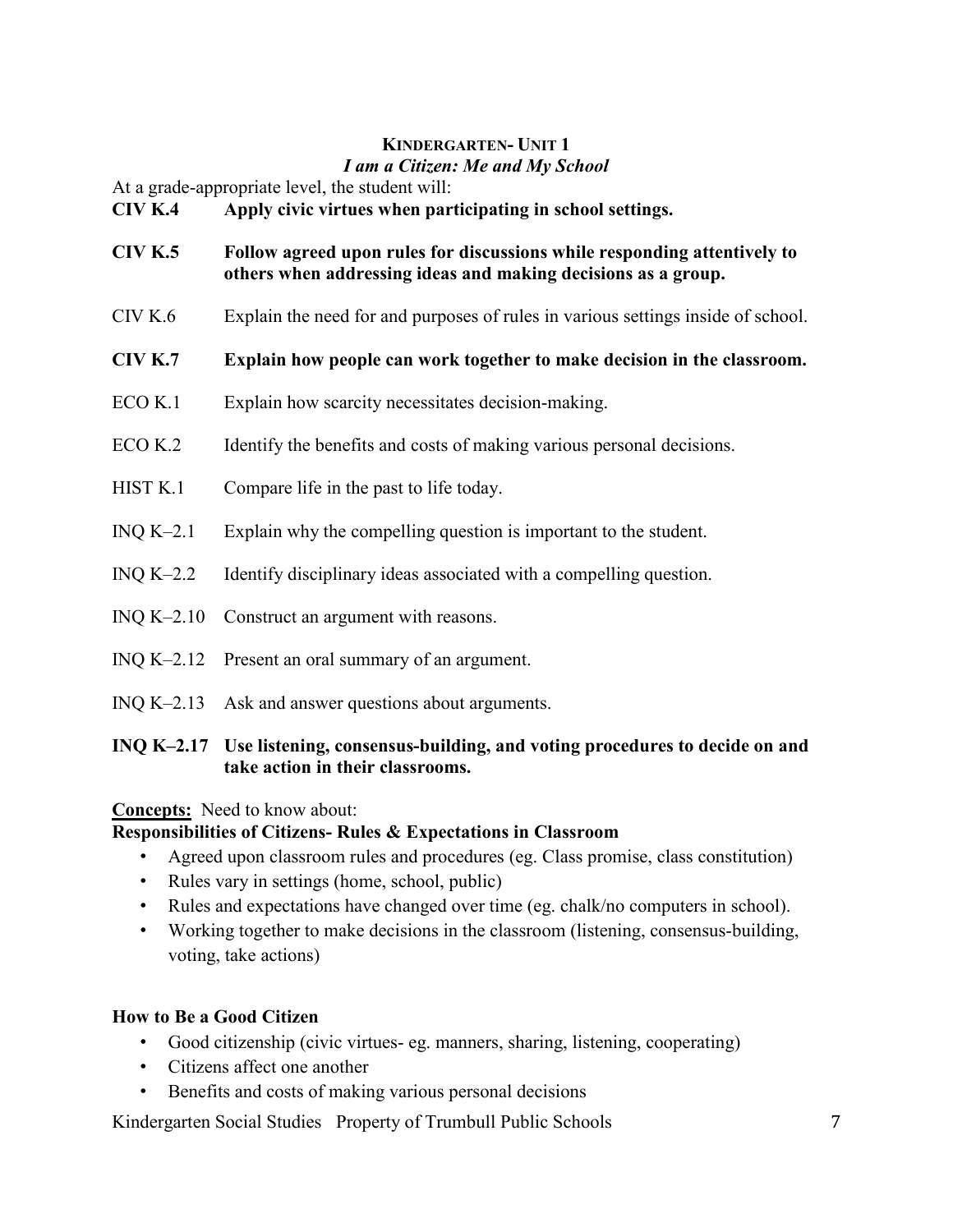## Kindergarten- Unit 1

### *I am a Citizen: Me and My School*

At a grade-appropriate level, the student will:

**CIV K.4 Apply civic virtues when participating in school settings.**

**CIV K.5 Follow agreed upon rules for discussions while responding attentively to others when addressing ideas and making decisions as a group.**

CIV K.6 Explain the need for and purposes of rules in various settings inside of school.

**CIV K.7 Explain how people can work together to make decision in the classroom.**

ECO K.1 Explain how scarcity necessitates decision-making.

ECO K.2 Identify the benefits and costs of making various personal decisions.

HIST K.1 Compare life in the past to life today.

INQ K–2.1 Explain why the compelling question is important to the student.

INQ K–2.2 Identify disciplinary ideas associated with a compelling question.

INQ K–2.10 Construct an argument with reasons.

INQ K–2.12 Present an oral summary of an argument.

INQ K–2.13 Ask and answer questions about arguments.

**INQ K–2.17 Use listening, consensus-building, and voting procedures to decide on and take action in their classrooms.**

**Concepts:** Need to know about:

**Responsibilities of Citizens- Rules & Expectations in Classroom**

- Agreed upon classroom rules and procedures (eg. Class promise, class constitution)
- Rules vary in settings (home, school, public)
- Rules and expectations have changed over time (eg. chalk/no computers in school).
- Working together to make decisions in the classroom (listening, consensus-building, voting, take actions)

**How to Be a Good Citizen**

- Good citizenship (civic virtues- eg. manners, sharing, listening, cooperating)
- Citizens affect one another
- Benefits and costs of making various personal decisions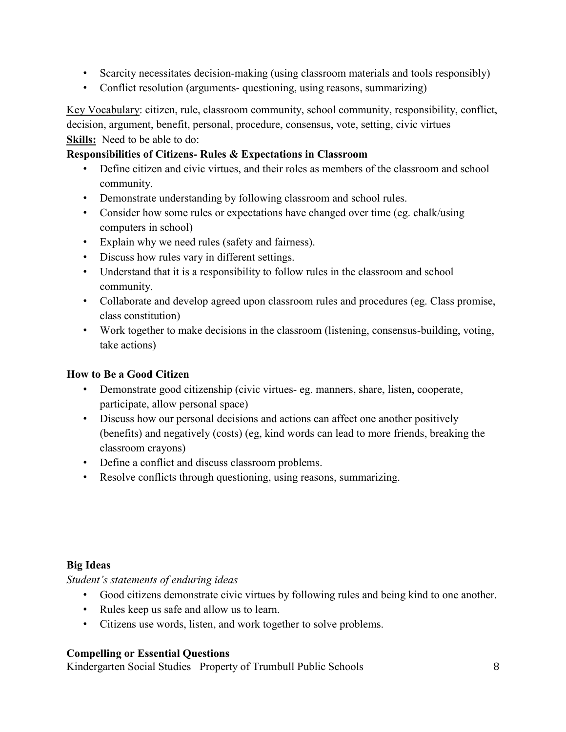- Scarcity necessitates decision-making (using classroom materials and tools responsibly)
- Conflict resolution (arguments- questioning, using reasons, summarizing)

Key Vocabulary: citizen, rule, classroom community, school community, responsibility, conflict, decision, argument, benefit, personal, procedure, consensus, vote, setting, civic virtues

**Skills:** Need to be able to do:

**Responsibilities of Citizens- Rules & Expectations in Classroom**

- Define citizen and civic virtues, and their roles as members of the classroom and school community.
- Demonstrate understanding by following classroom and school rules.
- Consider how some rules or expectations have changed over time (eg. chalk/using computers in school)
- Explain why we need rules (safety and fairness).
- Discuss how rules vary in different settings.
- Understand that it is a responsibility to follow rules in the classroom and school community.
- Collaborate and develop agreed upon classroom rules and procedures (eg. Class promise, class constitution)
- Work together to make decisions in the classroom (listening, consensus-building, voting, take actions)

**How to Be a Good Citizen**

- Demonstrate good citizenship (civic virtues- eg. manners, share, listen, cooperate, participate, allow personal space)
- Discuss how our personal decisions and actions can affect one another positively (benefits) and negatively (costs) (eg, kind words can lead to more friends, breaking the classroom crayons)
- Define a conflict and discuss classroom problems.
- Resolve conflicts through questioning, using reasons, summarizing.

**Big Ideas**

*Student's statements of enduring ideas*

- Good citizens demonstrate civic virtues by following rules and being kind to one another.
- Rules keep us safe and allow us to learn.
- Citizens use words, listen, and work together to solve problems.

**Compelling or Essential Questions**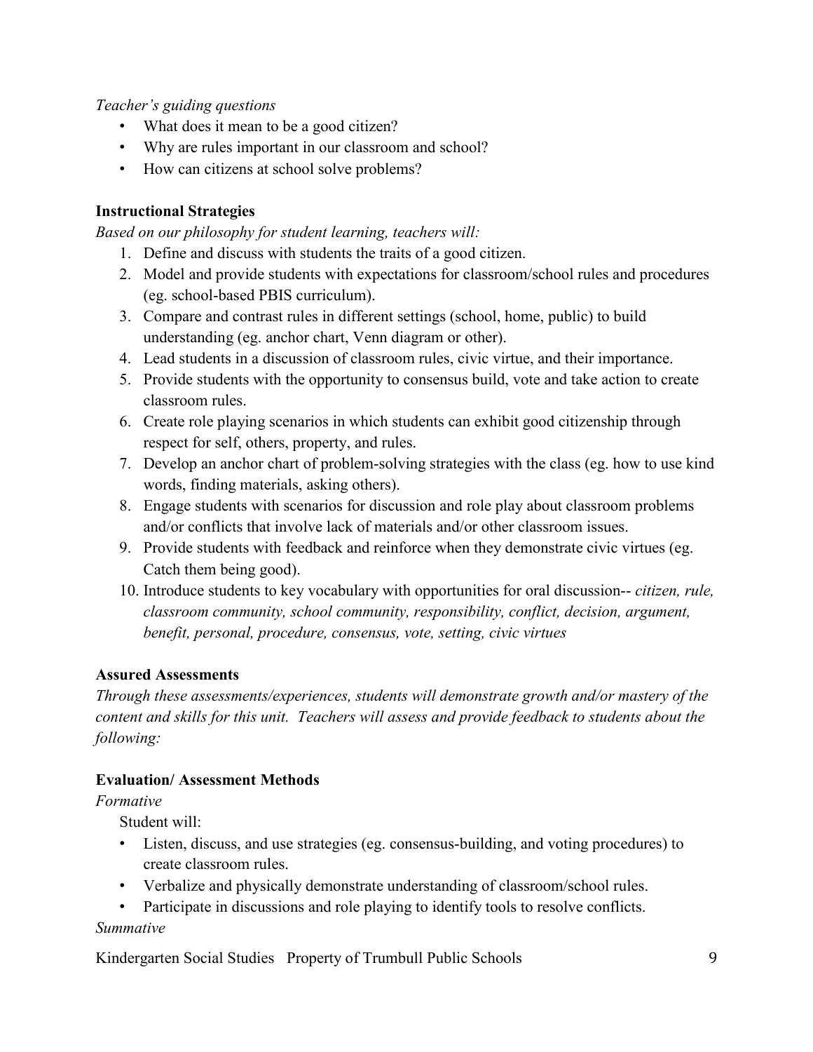*Teacher's guiding questions*

- What does it mean to be a good citizen?
- Why are rules important in our classroom and school?
- How can citizens at school solve problems?

**Instructional Strategies**

*Based on our philosophy for student learning, teachers will:*

1. Define and discuss with students the traits of a good citizen.
2. Model and provide students with expectations for classroom/school rules and procedures (eg. school-based PBIS curriculum).
3. Compare and contrast rules in different settings (school, home, public) to build understanding (eg. anchor chart, Venn diagram or other).
4. Lead students in a discussion of classroom rules, civic virtue, and their importance.
5. Provide students with the opportunity to consensus build, vote and take action to create classroom rules.
6. Create role playing scenarios in which students can exhibit good citizenship through respect for self, others, property, and rules.
7. Develop an anchor chart of problem-solving strategies with the class (eg. how to use kind words, finding materials, asking others).
8. Engage students with scenarios for discussion and role play about classroom problems and/or conflicts that involve lack of materials and/or other classroom issues.
9. Provide students with feedback and reinforce when they demonstrate civic virtues (eg. Catch them being good).
10. Introduce students to key vocabulary with opportunities for oral discussion-- *citizen, rule, classroom community, school community, responsibility, conflict, decision, argument, benefit, personal, procedure, consensus, vote, setting, civic virtues*

**Assured Assessments**

*Through these assessments/experiences, students will demonstrate growth and/or mastery of the content and skills for this unit. Teachers will assess and provide feedback to students about the following:*

**Evaluation/ Assessment Methods**

*Formative*

Student will:

- Listen, discuss, and use strategies (eg. consensus-building, and voting procedures) to create classroom rules.
- Verbalize and physically demonstrate understanding of classroom/school rules.
- Participate in discussions and role playing to identify tools to resolve conflicts.

*Summative*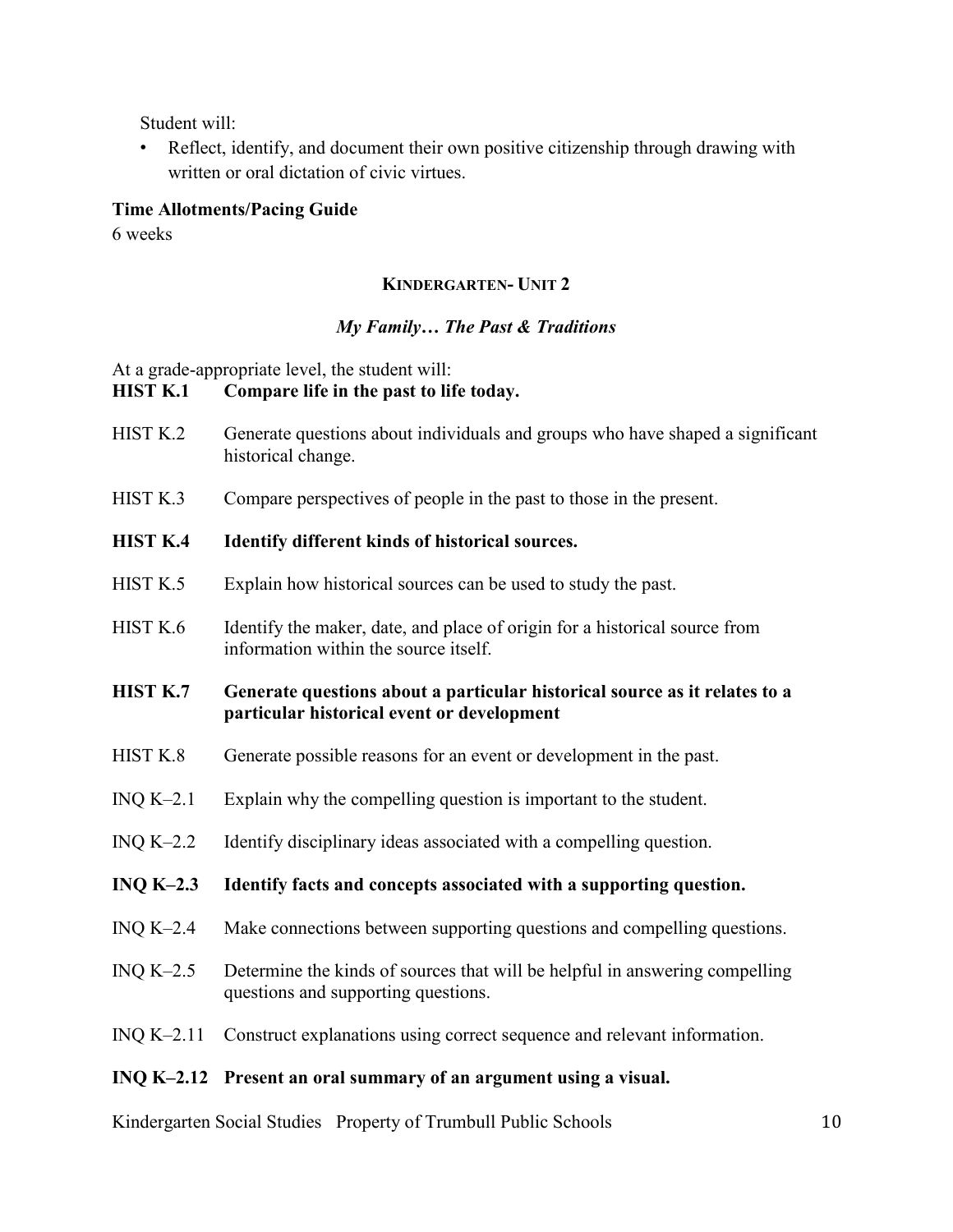Student will:

- Reflect, identify, and document their own positive citizenship through drawing with written or oral dictation of civic virtues.

**Time Allotments/Pacing Guide**

6 weeks

## KINDERGARTEN- UNIT 2

### *My Family… The Past & Traditions*

At a grade-appropriate level, the student will:

**HIST K.1 Compare life in the past to life today.**

HIST K.2 Generate questions about individuals and groups who have shaped a significant historical change.

HIST K.3 Compare perspectives of people in the past to those in the present.

**HIST K.4 Identify different kinds of historical sources.**

HIST K.5 Explain how historical sources can be used to study the past.

HIST K.6 Identify the maker, date, and place of origin for a historical source from information within the source itself.

**HIST K.7 Generate questions about a particular historical source as it relates to a particular historical event or development**

HIST K.8 Generate possible reasons for an event or development in the past.

INQ K–2.1 Explain why the compelling question is important to the student.

INQ K–2.2 Identify disciplinary ideas associated with a compelling question.

**INQ K–2.3 Identify facts and concepts associated with a supporting question.**

INQ K–2.4 Make connections between supporting questions and compelling questions.

INQ K–2.5 Determine the kinds of sources that will be helpful in answering compelling questions and supporting questions.

INQ K–2.11 Construct explanations using correct sequence and relevant information.

**INQ K–2.12 Present an oral summary of an argument using a visual.**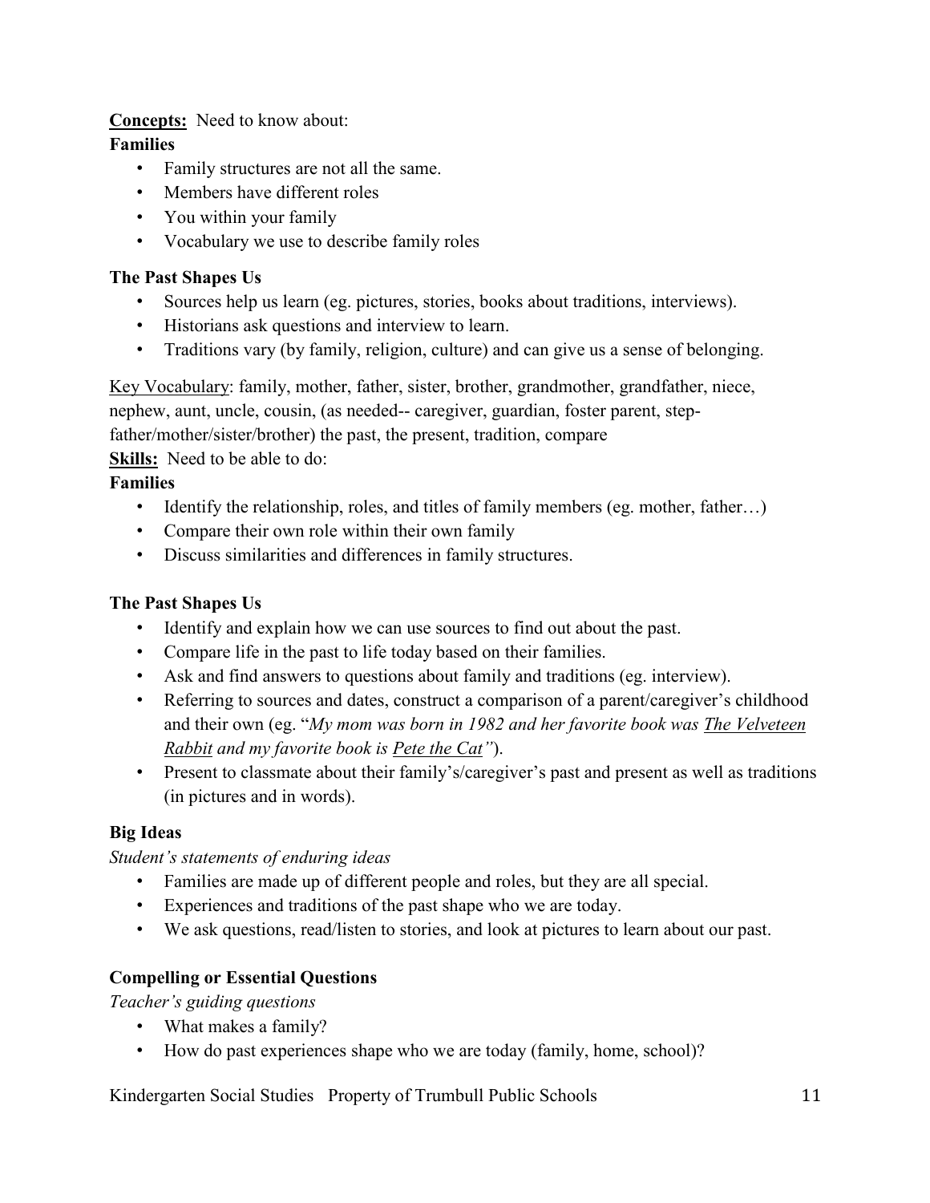**Concepts:** Need to know about:

**Families**

- Family structures are not all the same.
- Members have different roles
- You within your family
- Vocabulary we use to describe family roles

**The Past Shapes Us**

- Sources help us learn (eg. pictures, stories, books about traditions, interviews).
- Historians ask questions and interview to learn.
- Traditions vary (by family, religion, culture) and can give us a sense of belonging.

Key Vocabulary: family, mother, father, sister, brother, grandmother, grandfather, niece, nephew, aunt, uncle, cousin, (as needed-- caregiver, guardian, foster parent, step-father/mother/sister/brother) the past, the present, tradition, compare

**Skills:** Need to be able to do:

**Families**

- Identify the relationship, roles, and titles of family members (eg. mother, father…)
- Compare their own role within their own family
- Discuss similarities and differences in family structures.

**The Past Shapes Us**

- Identify and explain how we can use sources to find out about the past.
- Compare life in the past to life today based on their families.
- Ask and find answers to questions about family and traditions (eg. interview).
- Referring to sources and dates, construct a comparison of a parent/caregiver's childhood and their own (eg. "*My mom was born in 1982 and her favorite book was The Velveteen Rabbit and my favorite book is Pete the Cat"*).
- Present to classmate about their family's/caregiver's past and present as well as traditions (in pictures and in words).

**Big Ideas**

*Student's statements of enduring ideas*

- Families are made up of different people and roles, but they are all special.
- Experiences and traditions of the past shape who we are today.
- We ask questions, read/listen to stories, and look at pictures to learn about our past.

**Compelling or Essential Questions**

*Teacher's guiding questions*

- What makes a family?
- How do past experiences shape who we are today (family, home, school)?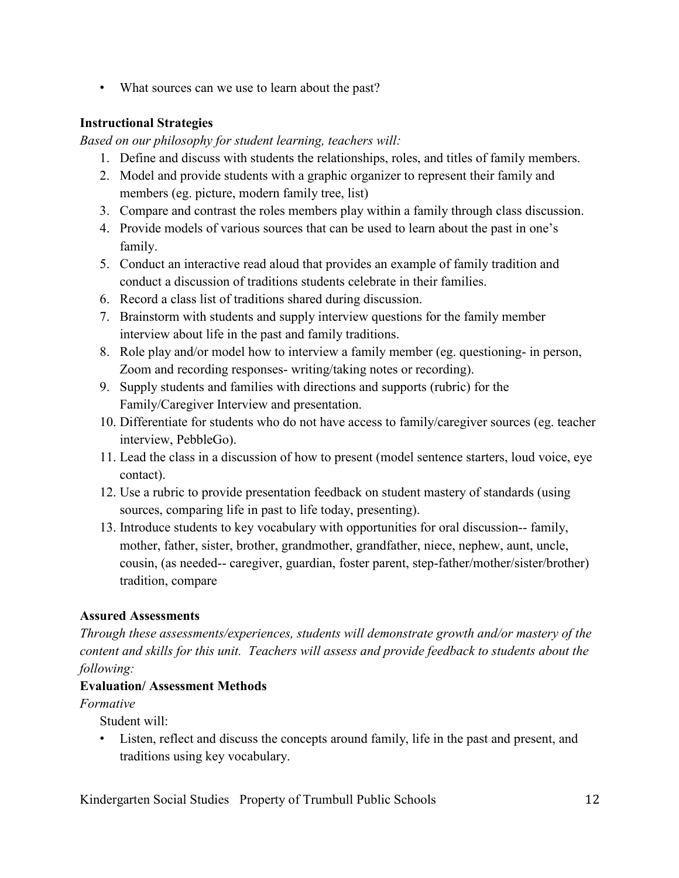- What sources can we use to learn about the past?

**Instructional Strategies**

*Based on our philosophy for student learning, teachers will:*

1. Define and discuss with students the relationships, roles, and titles of family members.
2. Model and provide students with a graphic organizer to represent their family and members (eg. picture, modern family tree, list)
3. Compare and contrast the roles members play within a family through class discussion.
4. Provide models of various sources that can be used to learn about the past in one's family.
5. Conduct an interactive read aloud that provides an example of family tradition and conduct a discussion of traditions students celebrate in their families.
6. Record a class list of traditions shared during discussion.
7. Brainstorm with students and supply interview questions for the family member interview about life in the past and family traditions.
8. Role play and/or model how to interview a family member (eg. questioning- in person, Zoom and recording responses- writing/taking notes or recording).
9. Supply students and families with directions and supports (rubric) for the Family/Caregiver Interview and presentation.
10. Differentiate for students who do not have access to family/caregiver sources (eg. teacher interview, PebbleGo).
11. Lead the class in a discussion of how to present (model sentence starters, loud voice, eye contact).
12. Use a rubric to provide presentation feedback on student mastery of standards (using sources, comparing life in past to life today, presenting).
13. Introduce students to key vocabulary with opportunities for oral discussion-- family, mother, father, sister, brother, grandmother, grandfather, niece, nephew, aunt, uncle, cousin, (as needed-- caregiver, guardian, foster parent, step-father/mother/sister/brother) tradition, compare

**Assured Assessments**

*Through these assessments/experiences, students will demonstrate growth and/or mastery of the content and skills for this unit. Teachers will assess and provide feedback to students about the following:*

**Evaluation/ Assessment Methods**

*Formative*

Student will:

- Listen, reflect and discuss the concepts around family, life in the past and present, and traditions using key vocabulary.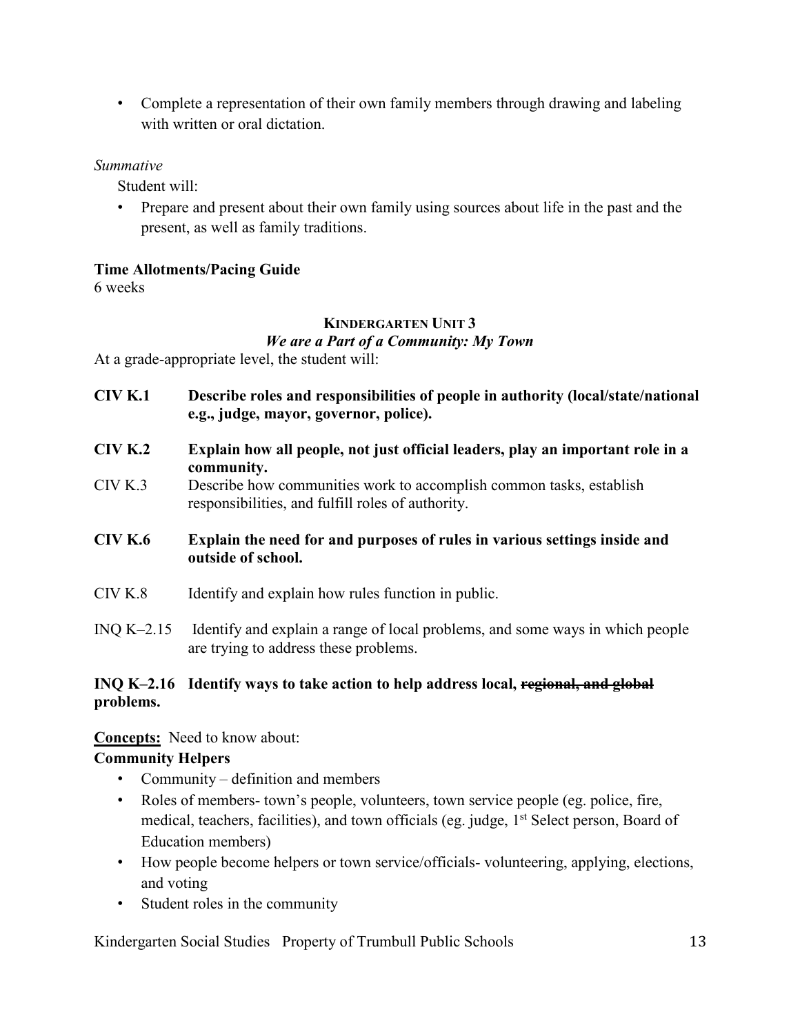- Complete a representation of their own family members through drawing and labeling with written or oral dictation.

*Summative*

Student will:

- Prepare and present about their own family using sources about life in the past and the present, as well as family traditions.

**Time Allotments/Pacing Guide**

6 weeks

## KINDERGARTEN UNIT 3

### *We are a Part of a Community: My Town*

At a grade-appropriate level, the student will:

**CIV K.1** **Describe roles and responsibilities of people in authority (local/state/national e.g., judge, mayor, governor, police).**

**CIV K.2** **Explain how all people, not just official leaders, play an important role in a community.**

CIV K.3 Describe how communities work to accomplish common tasks, establish responsibilities, and fulfill roles of authority.

**CIV K.6** **Explain the need for and purposes of rules in various settings inside and outside of school.**

CIV K.8 Identify and explain how rules function in public.

INQ K–2.15 Identify and explain a range of local problems, and some ways in which people are trying to address these problems.

**INQ K–2.16 Identify ways to take action to help address local, ~~regional, and global~~ problems.**

**Concepts:** Need to know about:

**Community Helpers**

- Community – definition and members
- Roles of members- town's people, volunteers, town service people (eg. police, fire, medical, teachers, facilities), and town officials (eg. judge, 1st Select person, Board of Education members)
- How people become helpers or town service/officials- volunteering, applying, elections, and voting
- Student roles in the community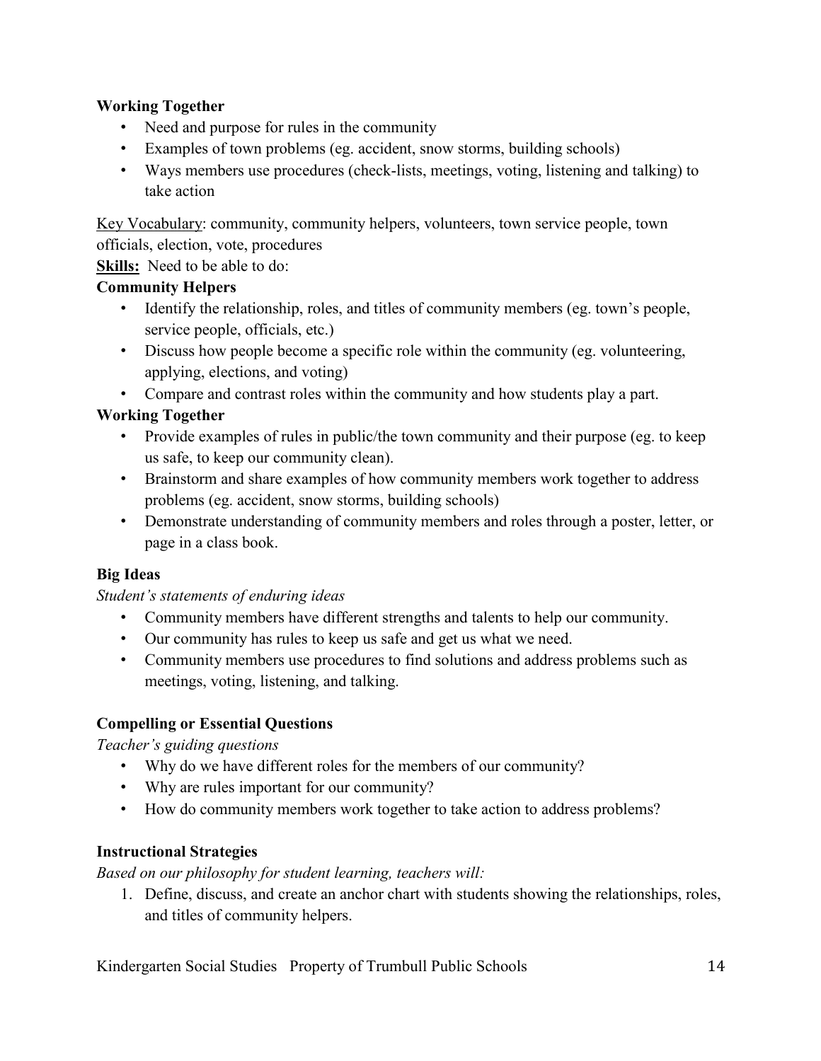**Working Together**

- Need and purpose for rules in the community
- Examples of town problems (eg. accident, snow storms, building schools)
- Ways members use procedures (check-lists, meetings, voting, listening and talking) to take action

<u>Key Vocabulary</u>: community, community helpers, volunteers, town service people, town officials, election, vote, procedures

**<u>Skills:</u>** Need to be able to do:

**Community Helpers**

- Identify the relationship, roles, and titles of community members (eg. town's people, service people, officials, etc.)
- Discuss how people become a specific role within the community (eg. volunteering, applying, elections, and voting)
- Compare and contrast roles within the community and how students play a part.

**Working Together**

- Provide examples of rules in public/the town community and their purpose (eg. to keep us safe, to keep our community clean).
- Brainstorm and share examples of how community members work together to address problems (eg. accident, snow storms, building schools)
- Demonstrate understanding of community members and roles through a poster, letter, or page in a class book.

**Big Ideas**

*Student's statements of enduring ideas*

- Community members have different strengths and talents to help our community.
- Our community has rules to keep us safe and get us what we need.
- Community members use procedures to find solutions and address problems such as meetings, voting, listening, and talking.

**Compelling or Essential Questions**

*Teacher's guiding questions*

- Why do we have different roles for the members of our community?
- Why are rules important for our community?
- How do community members work together to take action to address problems?

**Instructional Strategies**

*Based on our philosophy for student learning, teachers will:*

1. Define, discuss, and create an anchor chart with students showing the relationships, roles, and titles of community helpers.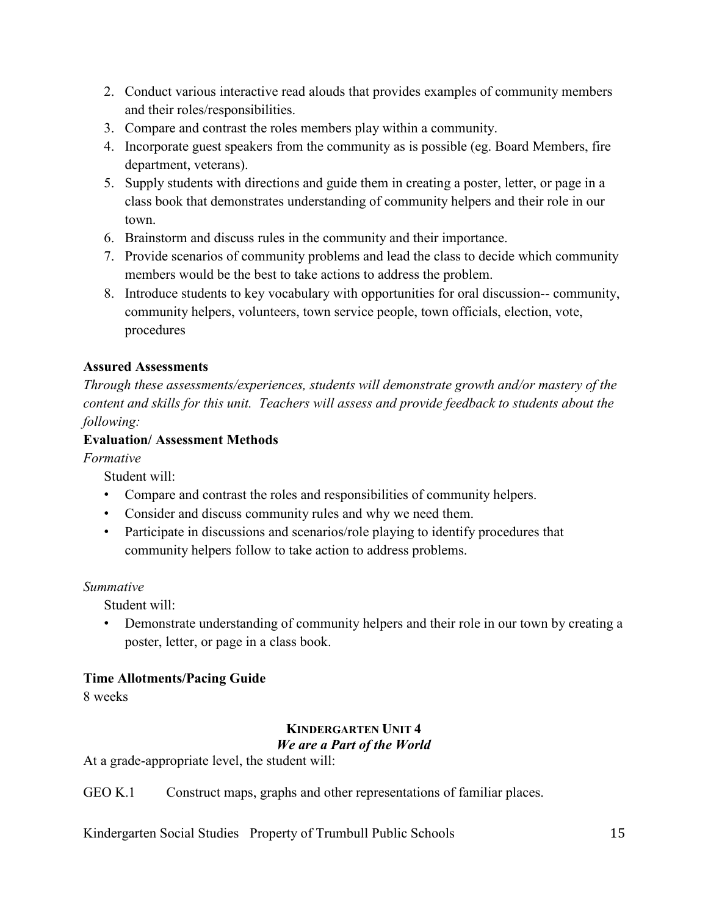2. Conduct various interactive read alouds that provides examples of community members and their roles/responsibilities.
3. Compare and contrast the roles members play within a community.
4. Incorporate guest speakers from the community as is possible (eg. Board Members, fire department, veterans).
5. Supply students with directions and guide them in creating a poster, letter, or page in a class book that demonstrates understanding of community helpers and their role in our town.
6. Brainstorm and discuss rules in the community and their importance.
7. Provide scenarios of community problems and lead the class to decide which community members would be the best to take actions to address the problem.
8. Introduce students to key vocabulary with opportunities for oral discussion-- community, community helpers, volunteers, town service people, town officials, election, vote, procedures

**Assured Assessments**

*Through these assessments/experiences, students will demonstrate growth and/or mastery of the content and skills for this unit. Teachers will assess and provide feedback to students about the following:*

**Evaluation/ Assessment Methods**

*Formative*

Student will:

- Compare and contrast the roles and responsibilities of community helpers.
- Consider and discuss community rules and why we need them.
- Participate in discussions and scenarios/role playing to identify procedures that community helpers follow to take action to address problems.

*Summative*

Student will:

- Demonstrate understanding of community helpers and their role in our town by creating a poster, letter, or page in a class book.

**Time Allotments/Pacing Guide**

8 weeks

## KINDERGARTEN UNIT 4
### *We are a Part of the World*

At a grade-appropriate level, the student will:

GEO K.1 Construct maps, graphs and other representations of familiar places.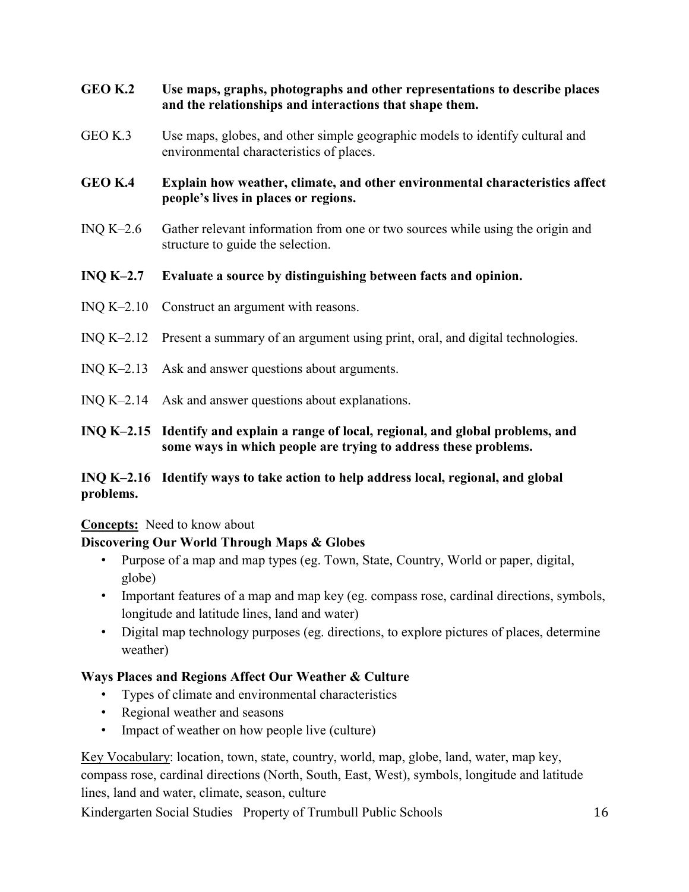**GEO K.2 Use maps, graphs, photographs and other representations to describe places and the relationships and interactions that shape them.**

GEO K.3 Use maps, globes, and other simple geographic models to identify cultural and environmental characteristics of places.

**GEO K.4 Explain how weather, climate, and other environmental characteristics affect people's lives in places or regions.**

INQ K–2.6 Gather relevant information from one or two sources while using the origin and structure to guide the selection.

**INQ K–2.7 Evaluate a source by distinguishing between facts and opinion.**

INQ K–2.10 Construct an argument with reasons.

INQ K–2.12 Present a summary of an argument using print, oral, and digital technologies.

INQ K–2.13 Ask and answer questions about arguments.

INQ K–2.14 Ask and answer questions about explanations.

**INQ K–2.15 Identify and explain a range of local, regional, and global problems, and some ways in which people are trying to address these problems.**

**INQ K–2.16 Identify ways to take action to help address local, regional, and global problems.**

**Concepts:** Need to know about

**Discovering Our World Through Maps & Globes**

- Purpose of a map and map types (eg. Town, State, Country, World or paper, digital, globe)
- Important features of a map and map key (eg. compass rose, cardinal directions, symbols, longitude and latitude lines, land and water)
- Digital map technology purposes (eg. directions, to explore pictures of places, determine weather)

**Ways Places and Regions Affect Our Weather & Culture**

- Types of climate and environmental characteristics
- Regional weather and seasons
- Impact of weather on how people live (culture)

Key Vocabulary: location, town, state, country, world, map, globe, land, water, map key, compass rose, cardinal directions (North, South, East, West), symbols, longitude and latitude lines, land and water, climate, season, culture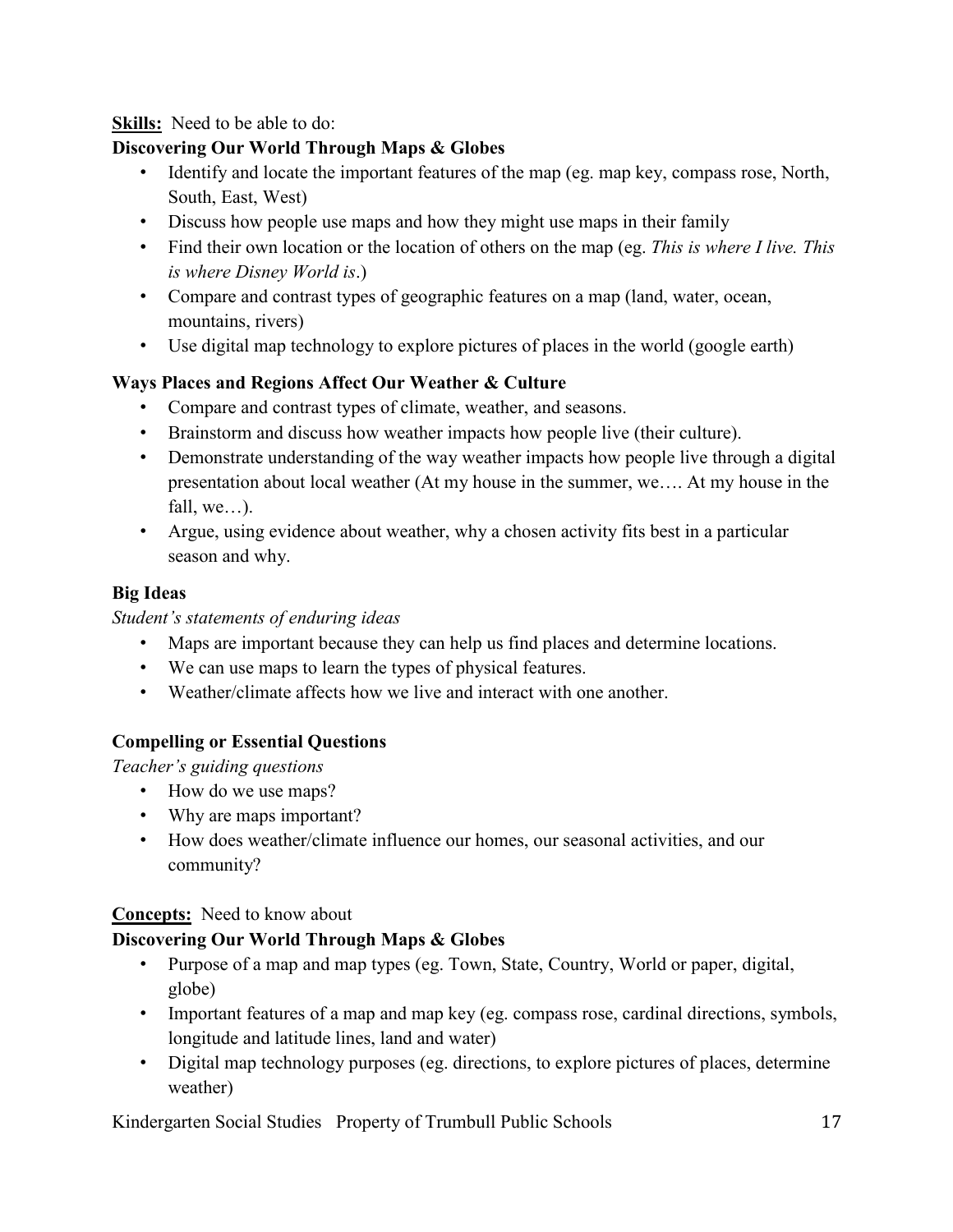**Skills:** Need to be able to do:

**Discovering Our World Through Maps & Globes**

- Identify and locate the important features of the map (eg. map key, compass rose, North, South, East, West)
- Discuss how people use maps and how they might use maps in their family
- Find their own location or the location of others on the map (eg. *This is where I live. This is where Disney World is*.)
- Compare and contrast types of geographic features on a map (land, water, ocean, mountains, rivers)
- Use digital map technology to explore pictures of places in the world (google earth)

**Ways Places and Regions Affect Our Weather & Culture**

- Compare and contrast types of climate, weather, and seasons.
- Brainstorm and discuss how weather impacts how people live (their culture).
- Demonstrate understanding of the way weather impacts how people live through a digital presentation about local weather (At my house in the summer, we…. At my house in the fall, we…).
- Argue, using evidence about weather, why a chosen activity fits best in a particular season and why.

**Big Ideas**

*Student's statements of enduring ideas*

- Maps are important because they can help us find places and determine locations.
- We can use maps to learn the types of physical features.
- Weather/climate affects how we live and interact with one another.

**Compelling or Essential Questions**

*Teacher's guiding questions*

- How do we use maps?
- Why are maps important?
- How does weather/climate influence our homes, our seasonal activities, and our community?

**Concepts:** Need to know about

**Discovering Our World Through Maps & Globes**

- Purpose of a map and map types (eg. Town, State, Country, World or paper, digital, globe)
- Important features of a map and map key (eg. compass rose, cardinal directions, symbols, longitude and latitude lines, land and water)
- Digital map technology purposes (eg. directions, to explore pictures of places, determine weather)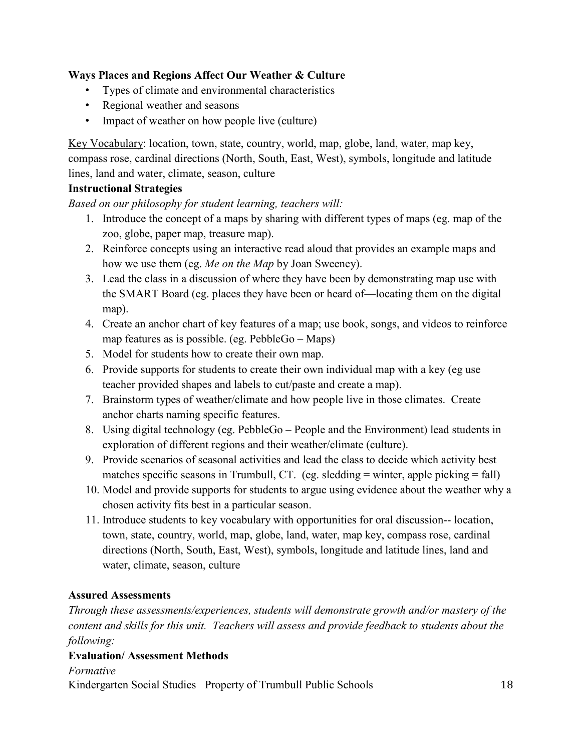**Ways Places and Regions Affect Our Weather & Culture**

- Types of climate and environmental characteristics
- Regional weather and seasons
- Impact of weather on how people live (culture)

Key Vocabulary: location, town, state, country, world, map, globe, land, water, map key, compass rose, cardinal directions (North, South, East, West), symbols, longitude and latitude lines, land and water, climate, season, culture

**Instructional Strategies**

*Based on our philosophy for student learning, teachers will:*

1. Introduce the concept of a maps by sharing with different types of maps (eg. map of the zoo, globe, paper map, treasure map).
2. Reinforce concepts using an interactive read aloud that provides an example maps and how we use them (eg. *Me on the Map* by Joan Sweeney).
3. Lead the class in a discussion of where they have been by demonstrating map use with the SMART Board (eg. places they have been or heard of—locating them on the digital map).
4. Create an anchor chart of key features of a map; use book, songs, and videos to reinforce map features as is possible. (eg. PebbleGo – Maps)
5. Model for students how to create their own map.
6. Provide supports for students to create their own individual map with a key (eg use teacher provided shapes and labels to cut/paste and create a map).
7. Brainstorm types of weather/climate and how people live in those climates. Create anchor charts naming specific features.
8. Using digital technology (eg. PebbleGo – People and the Environment) lead students in exploration of different regions and their weather/climate (culture).
9. Provide scenarios of seasonal activities and lead the class to decide which activity best matches specific seasons in Trumbull, CT. (eg. sledding = winter, apple picking = fall)
10. Model and provide supports for students to argue using evidence about the weather why a chosen activity fits best in a particular season.
11. Introduce students to key vocabulary with opportunities for oral discussion-- location, town, state, country, world, map, globe, land, water, map key, compass rose, cardinal directions (North, South, East, West), symbols, longitude and latitude lines, land and water, climate, season, culture

**Assured Assessments**

*Through these assessments/experiences, students will demonstrate growth and/or mastery of the content and skills for this unit. Teachers will assess and provide feedback to students about the following:*

**Evaluation/ Assessment Methods**

*Formative*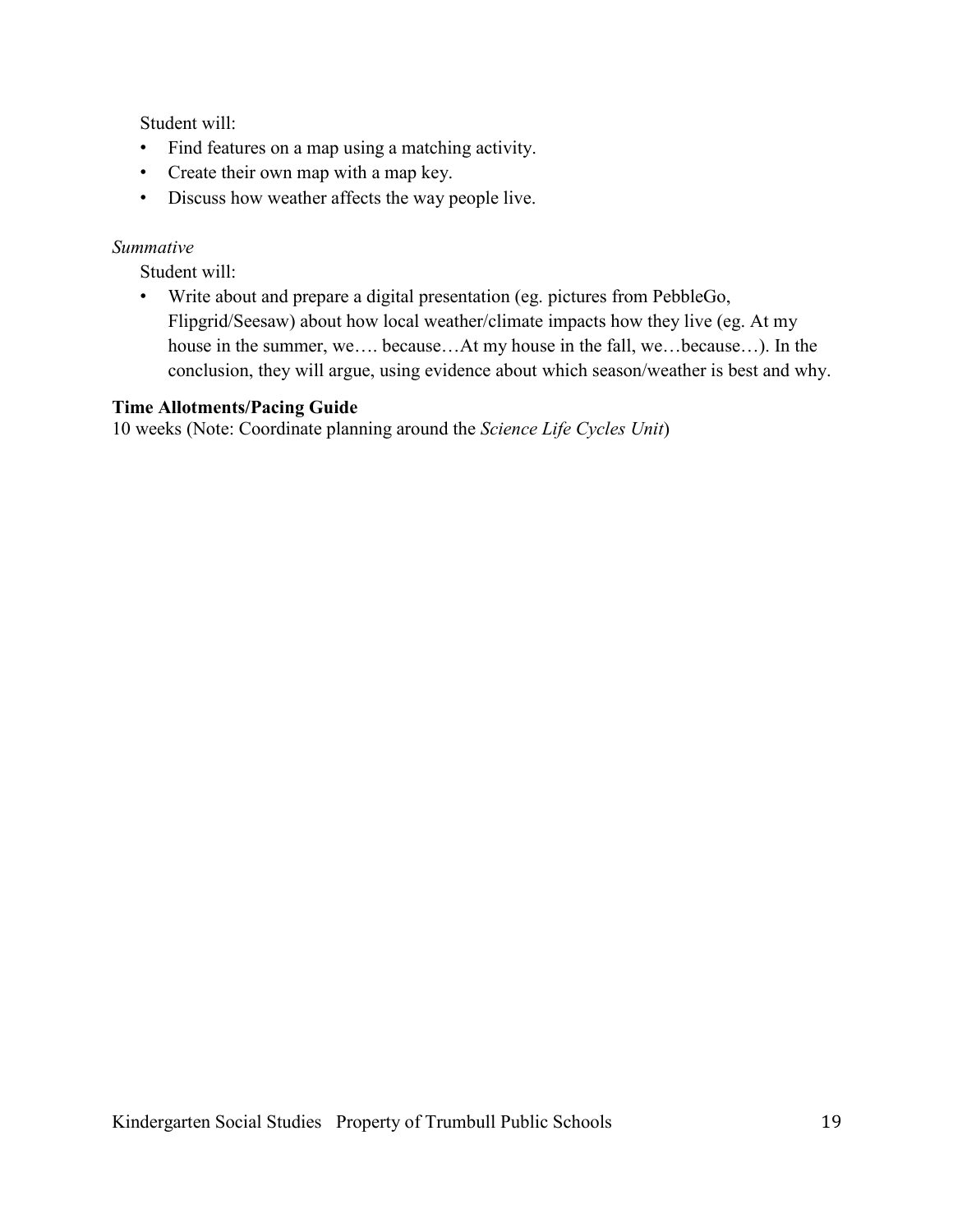Student will:

- Find features on a map using a matching activity.
- Create their own map with a map key.
- Discuss how weather affects the way people live.

*Summative*

Student will:

- Write about and prepare a digital presentation (eg. pictures from PebbleGo, Flipgrid/Seesaw) about how local weather/climate impacts how they live (eg. At my house in the summer, we…. because…At my house in the fall, we…because…). In the conclusion, they will argue, using evidence about which season/weather is best and why.

**Time Allotments/Pacing Guide**

10 weeks (Note: Coordinate planning around the *Science Life Cycles Unit*)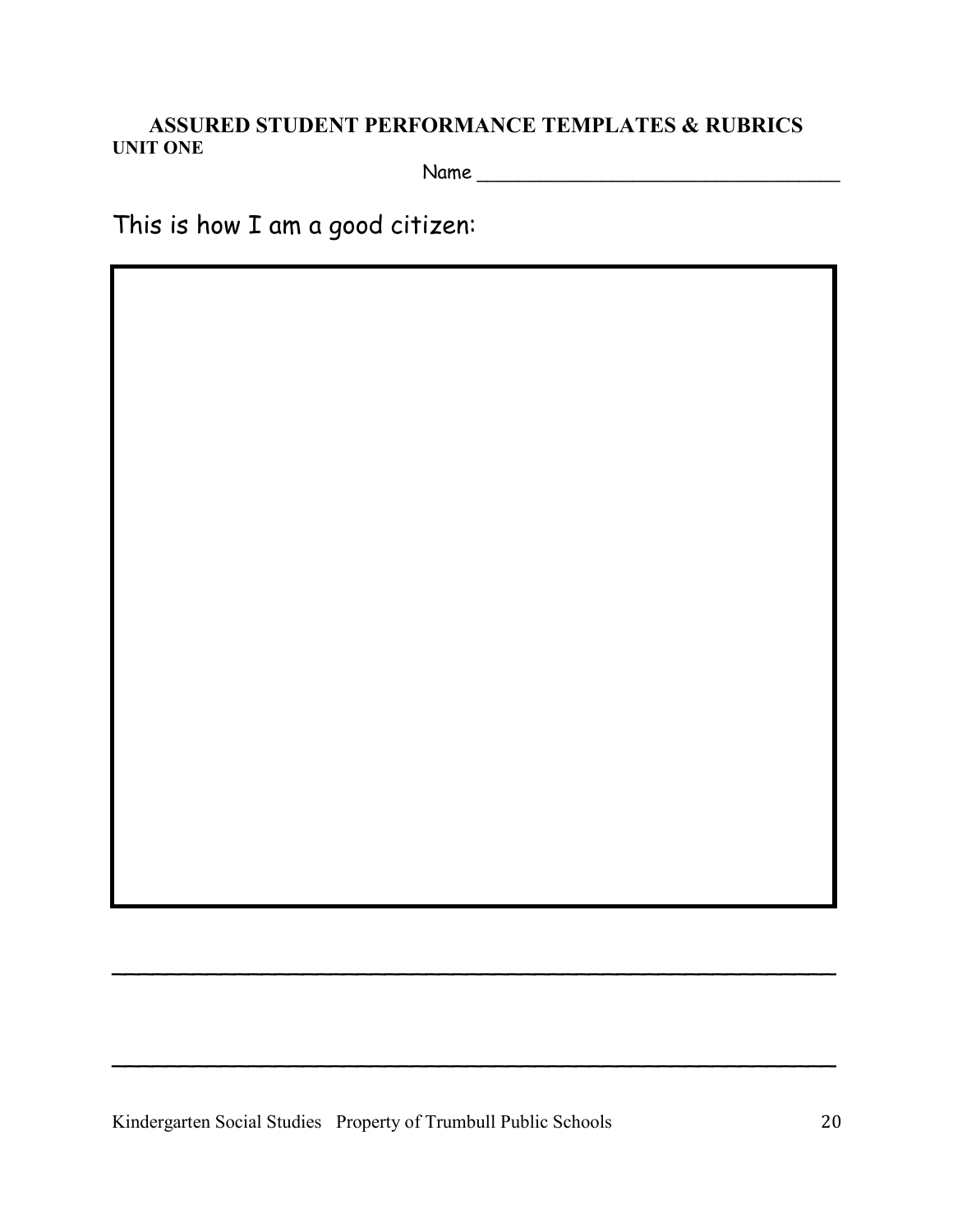# ASSURED STUDENT PERFORMANCE TEMPLATES & RUBRICS

**UNIT ONE**

Name ___________________________________

This is how I am a good citizen:

_____________________________________________________________

_____________________________________________________________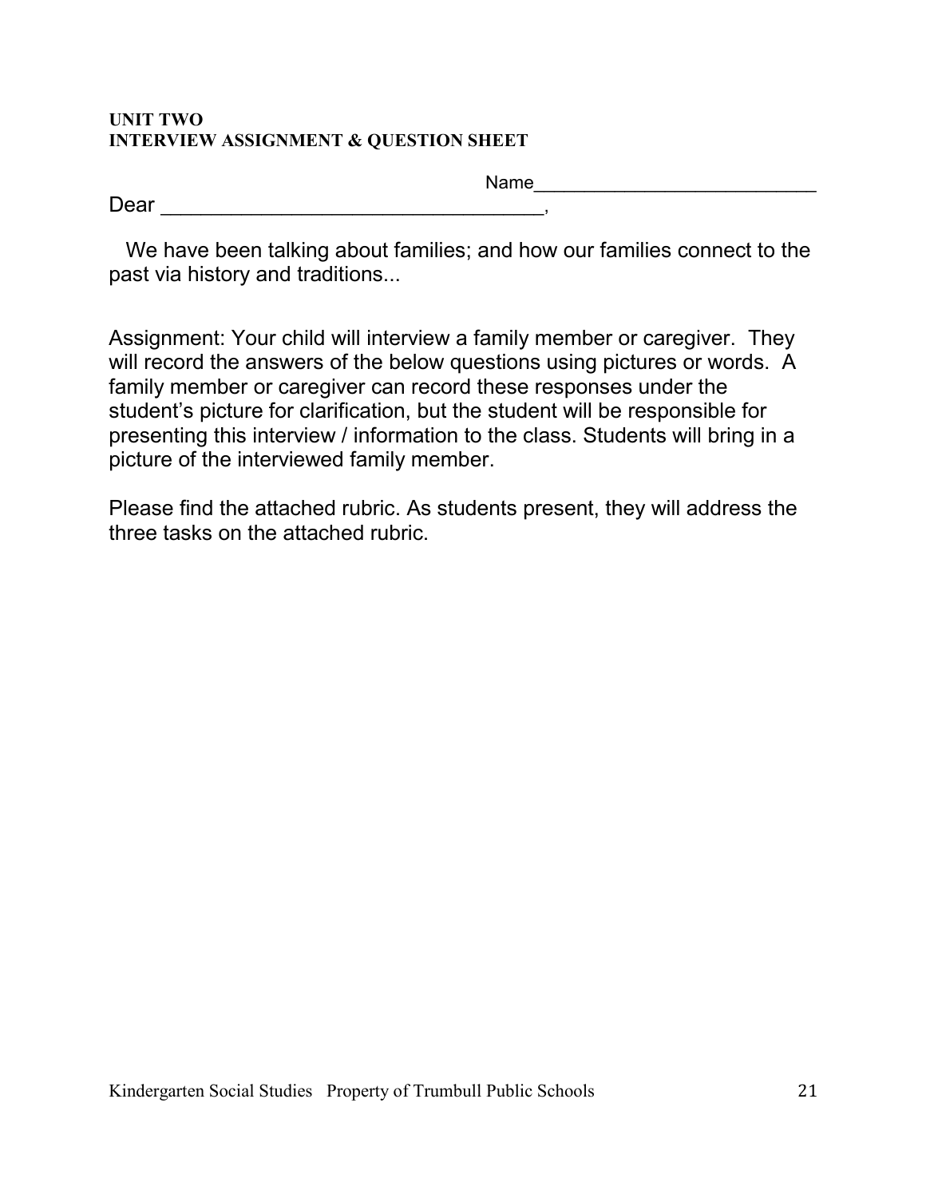**UNIT TWO**
**INTERVIEW ASSIGNMENT & QUESTION SHEET**

Name____________________________

Dear ___________________________________,

We have been talking about families; and how our families connect to the past via history and traditions...

Assignment: Your child will interview a family member or caregiver. They will record the answers of the below questions using pictures or words. A family member or caregiver can record these responses under the student's picture for clarification, but the student will be responsible for presenting this interview / information to the class. Students will bring in a picture of the interviewed family member.

Please find the attached rubric. As students present, they will address the three tasks on the attached rubric.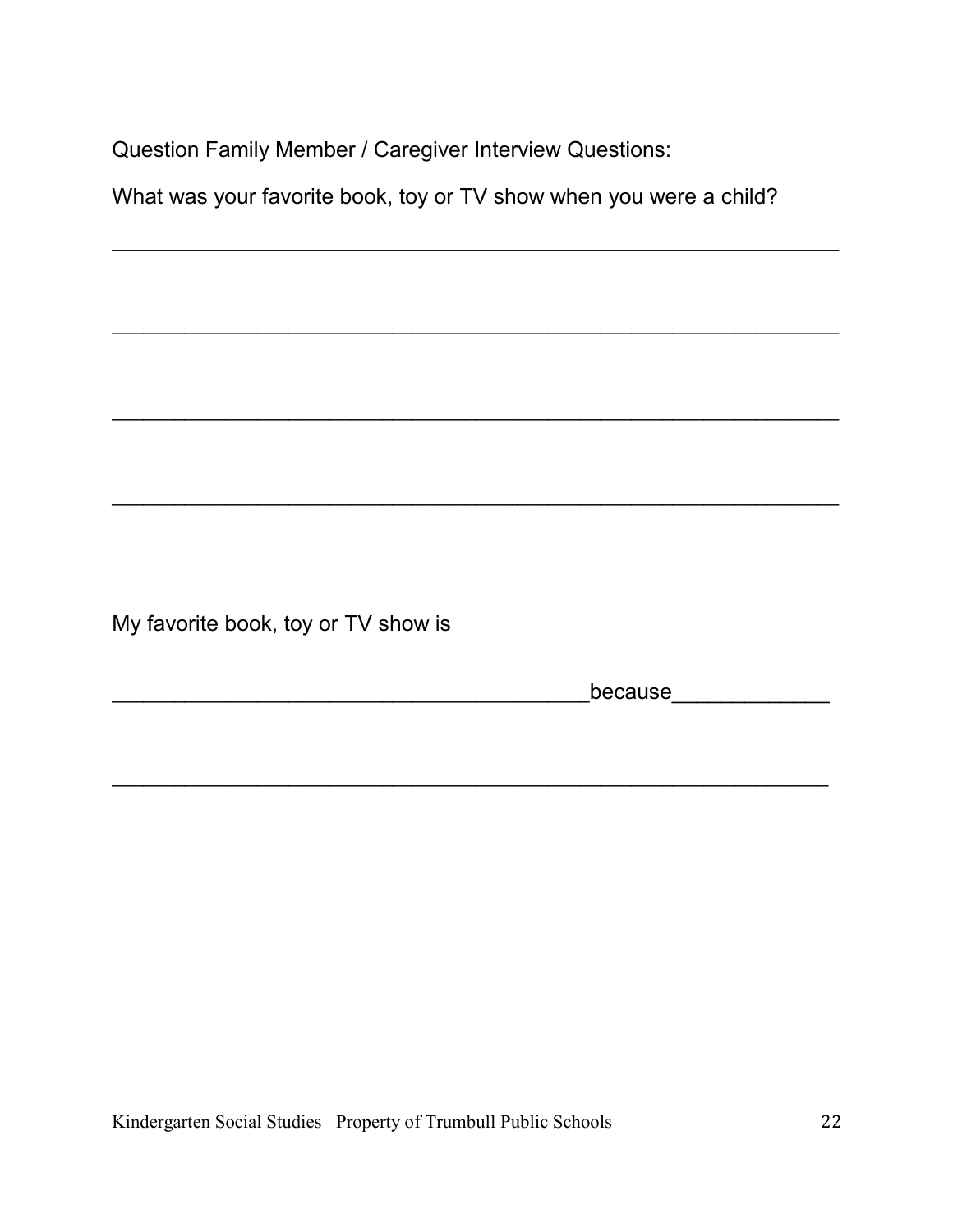Question Family Member / Caregiver Interview Questions:

What was your favorite book, toy or TV show when you were a child?

_______________________________________________________________

_______________________________________________________________

_______________________________________________________________

_______________________________________________________________

My favorite book, toy or TV show is

__________________________________________because_____________

_______________________________________________________________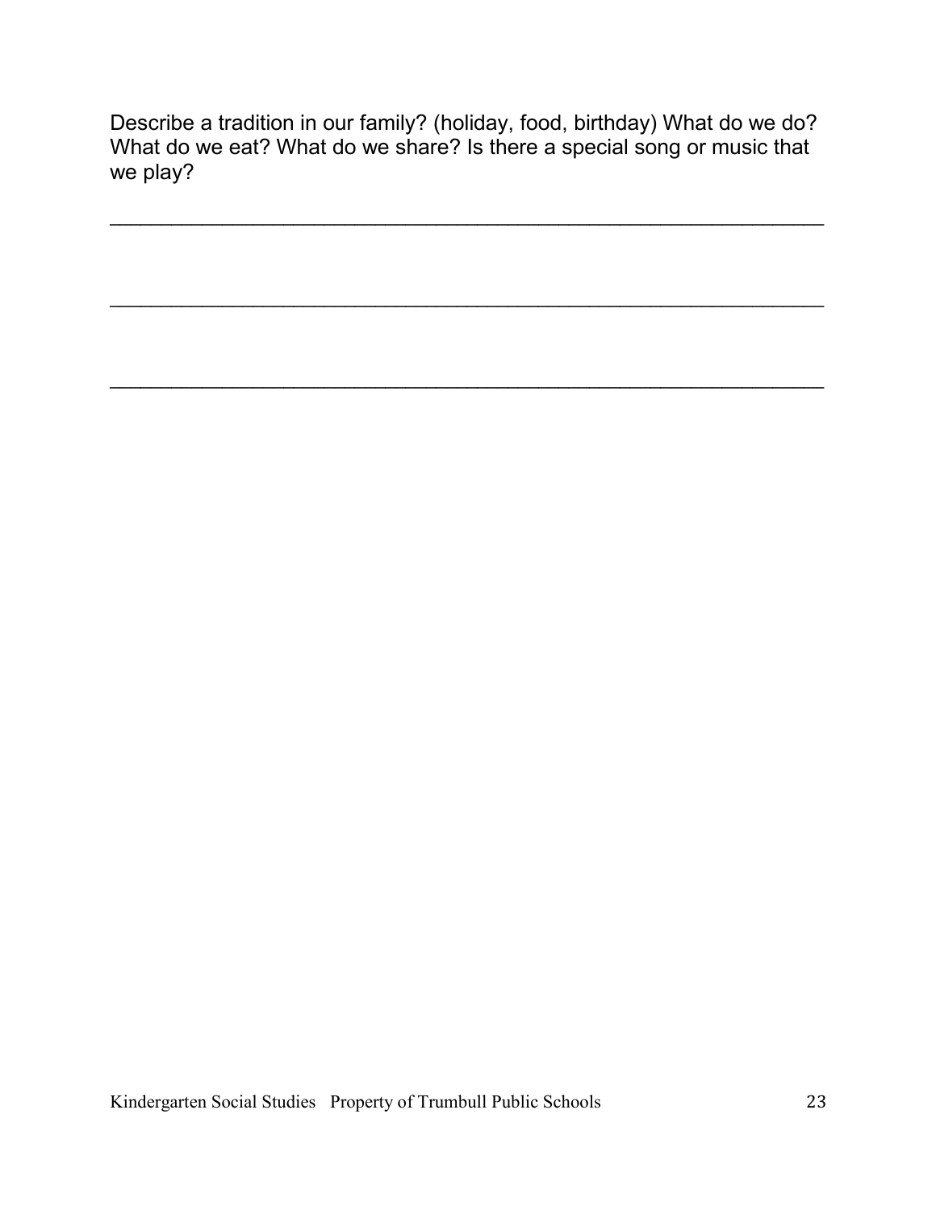Describe a tradition in our family? (holiday, food, birthday) What do we do? What do we eat? What do we share? Is there a special song or music that we play?

_______________________________________________________________

_______________________________________________________________

_______________________________________________________________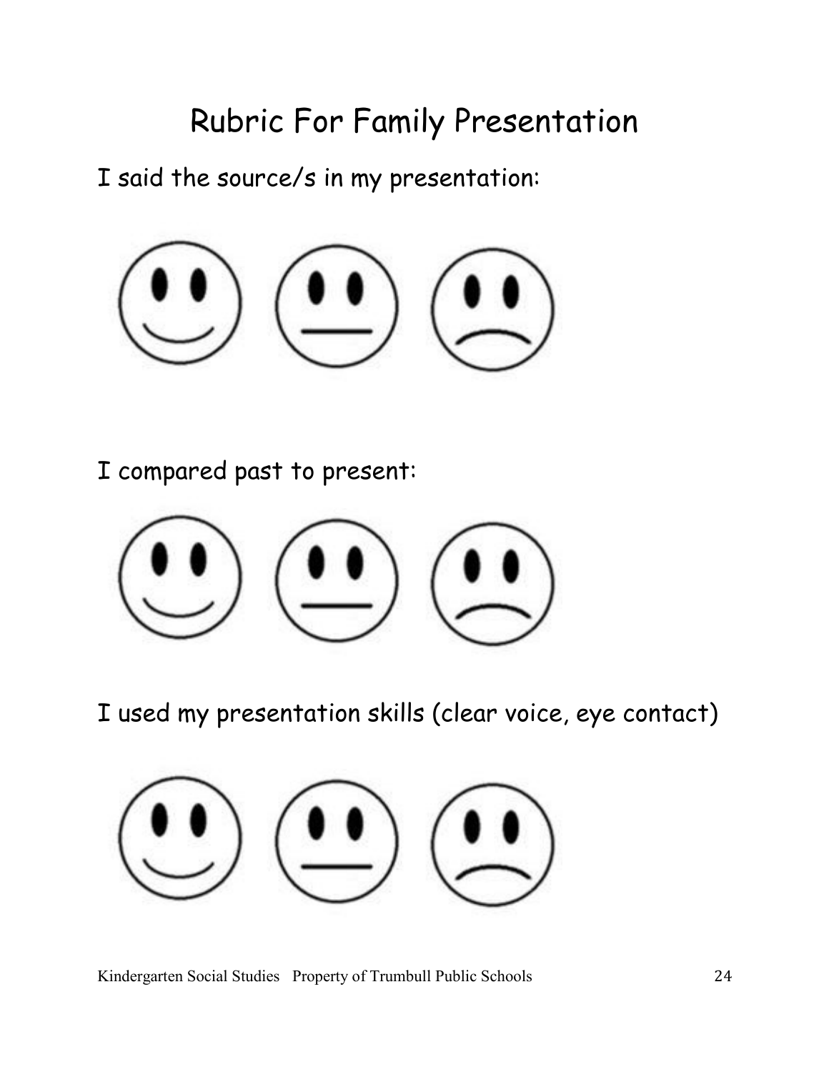# Rubric For Family Presentation

I said the source/s in my presentation:

I compared past to present:

I used my presentation skills (clear voice, eye contact)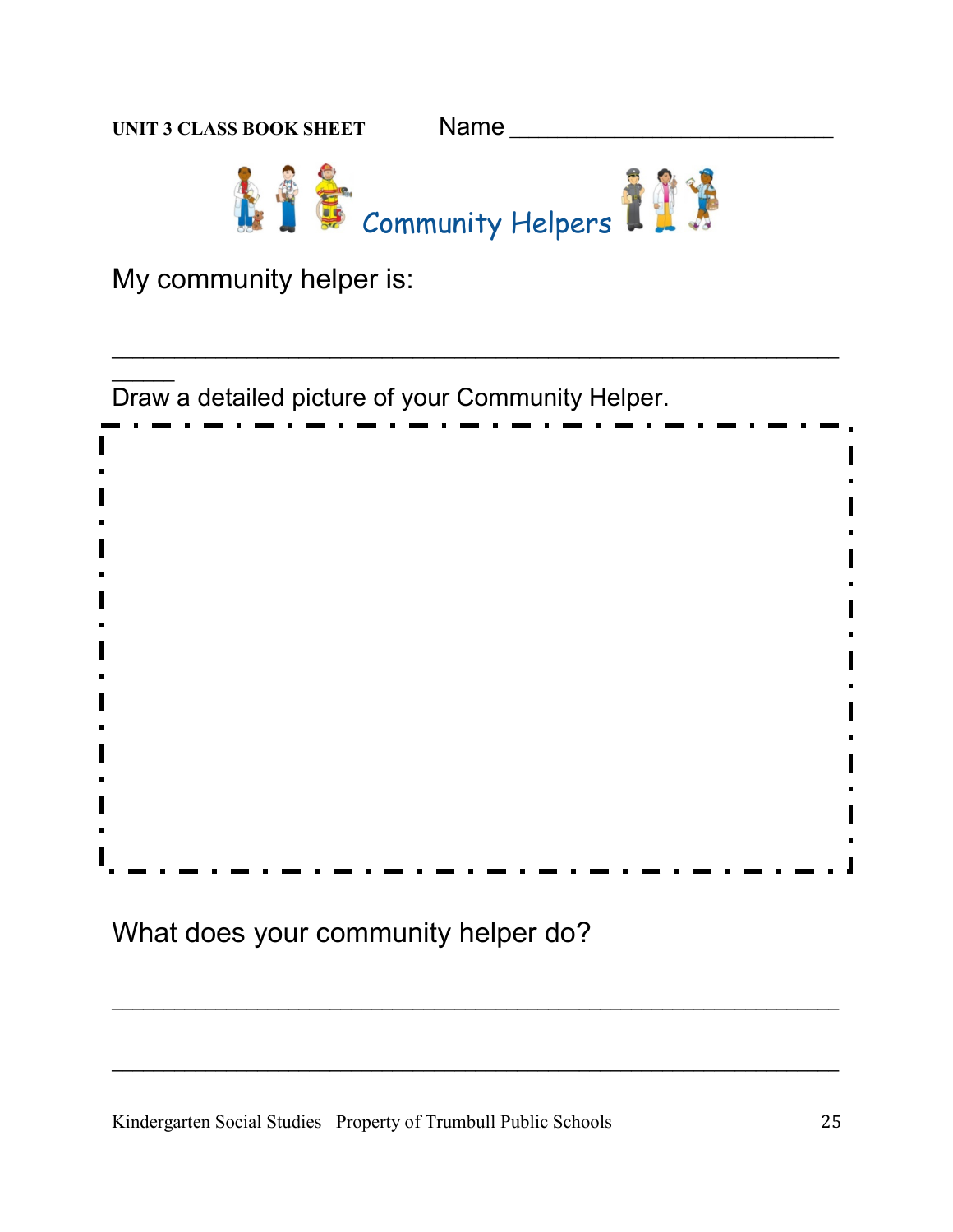**UNIT 3 CLASS BOOK SHEET** Name ________________________

## Community Helpers

My community helper is:

_______________________________________________________

Draw a detailed picture of your Community Helper.

What does your community helper do?

_______________________________________________________

_______________________________________________________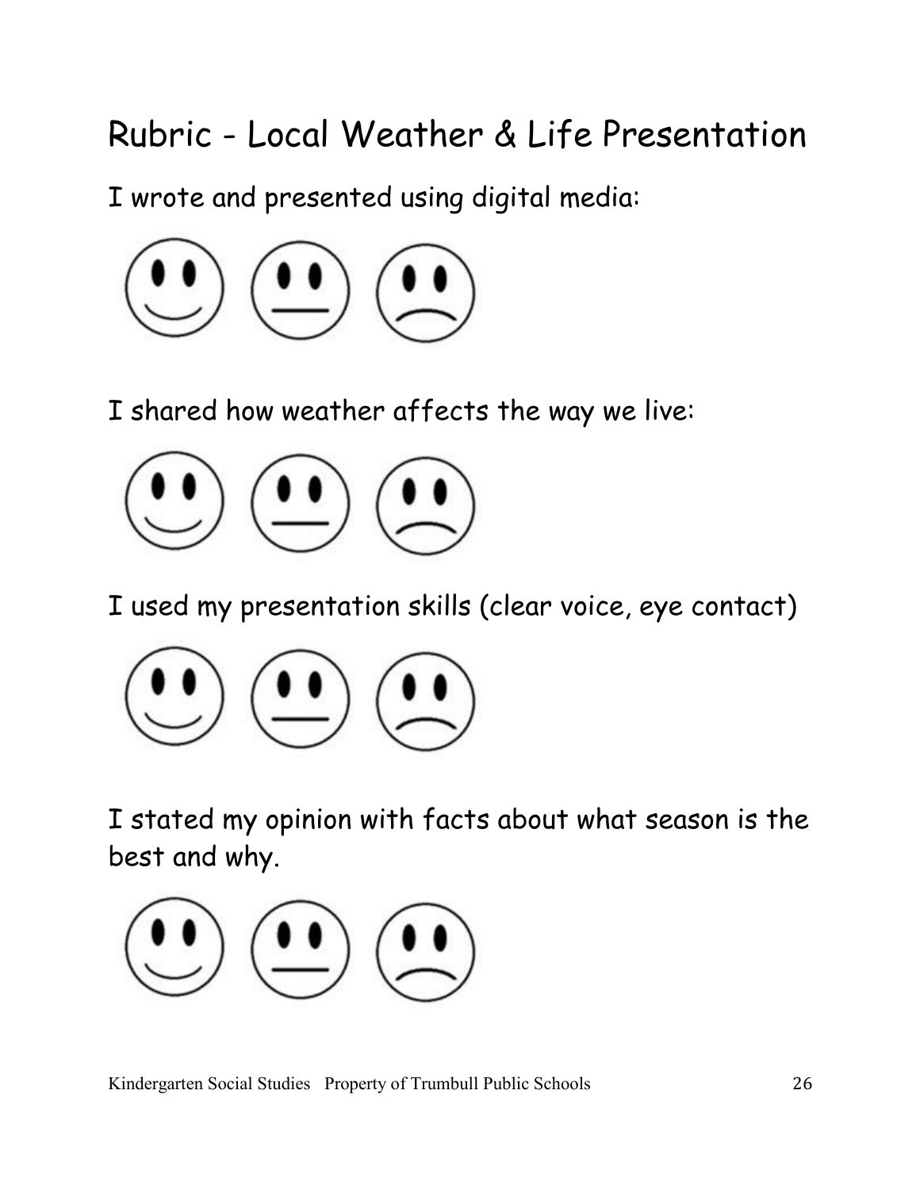# Rubric - Local Weather & Life Presentation

I wrote and presented using digital media:

I shared how weather affects the way we live:

I used my presentation skills (clear voice, eye contact)

I stated my opinion with facts about what season is the best and why.